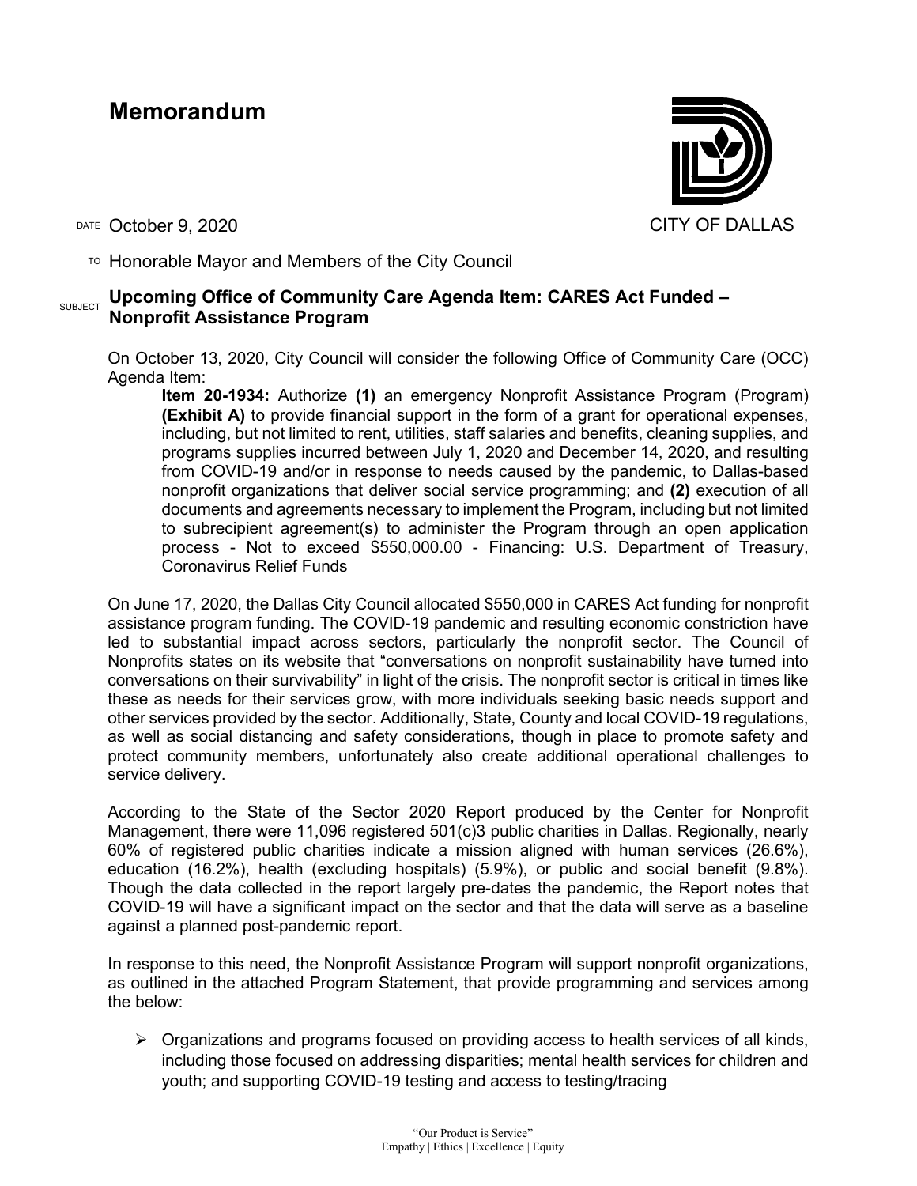# Memorandum

CITY OF DALLAS

DATE October 9, 2020

TO Honorable Mayor and Members of the City Council

SUBJECT **Upcoming Office of Community Care Agenda Item: CARES Act Funded – Nonprofit Assistance Program**

On October 13, 2020, City Council will consider the following Office of Community Care (OCC) Agenda Item:

> **Item 20-1934:** Authorize **(1)** an emergency Nonprofit Assistance Program (Program) **(Exhibit A)** to provide financial support in the form of a grant for operational expenses, including, but not limited to rent, utilities, staff salaries and benefits, cleaning supplies, and programs supplies incurred between July 1, 2020 and December 14, 2020, and resulting from COVID-19 and/or in response to needs caused by the pandemic, to Dallas-based nonprofit organizations that deliver social service programming; and **(2)** execution of all documents and agreements necessary to implement the Program, including but not limited to subrecipient agreement(s) to administer the Program through an open application process - Not to exceed $550,000.00 - Financing: U.S. Department of Treasury, Coronavirus Relief Funds

On June 17, 2020, the Dallas City Council allocated $550,000 in CARES Act funding for nonprofit assistance program funding. The COVID-19 pandemic and resulting economic constriction have led to substantial impact across sectors, particularly the nonprofit sector. The Council of Nonprofits states on its website that "conversations on nonprofit sustainability have turned into conversations on their survivability" in light of the crisis. The nonprofit sector is critical in times like these as needs for their services grow, with more individuals seeking basic needs support and other services provided by the sector. Additionally, State, County and local COVID-19 regulations, as well as social distancing and safety considerations, though in place to promote safety and protect community members, unfortunately also create additional operational challenges to service delivery.

According to the State of the Sector 2020 Report produced by the Center for Nonprofit Management, there were 11,096 registered 501(c)3 public charities in Dallas. Regionally, nearly 60% of registered public charities indicate a mission aligned with human services (26.6%), education (16.2%), health (excluding hospitals) (5.9%), or public and social benefit (9.8%). Though the data collected in the report largely pre-dates the pandemic, the Report notes that COVID-19 will have a significant impact on the sector and that the data will serve as a baseline against a planned post-pandemic report.

In response to this need, the Nonprofit Assistance Program will support nonprofit organizations, as outlined in the attached Program Statement, that provide programming and services among the below:

- Organizations and programs focused on providing access to health services of all kinds, including those focused on addressing disparities; mental health services for children and youth; and supporting COVID-19 testing and access to testing/tracing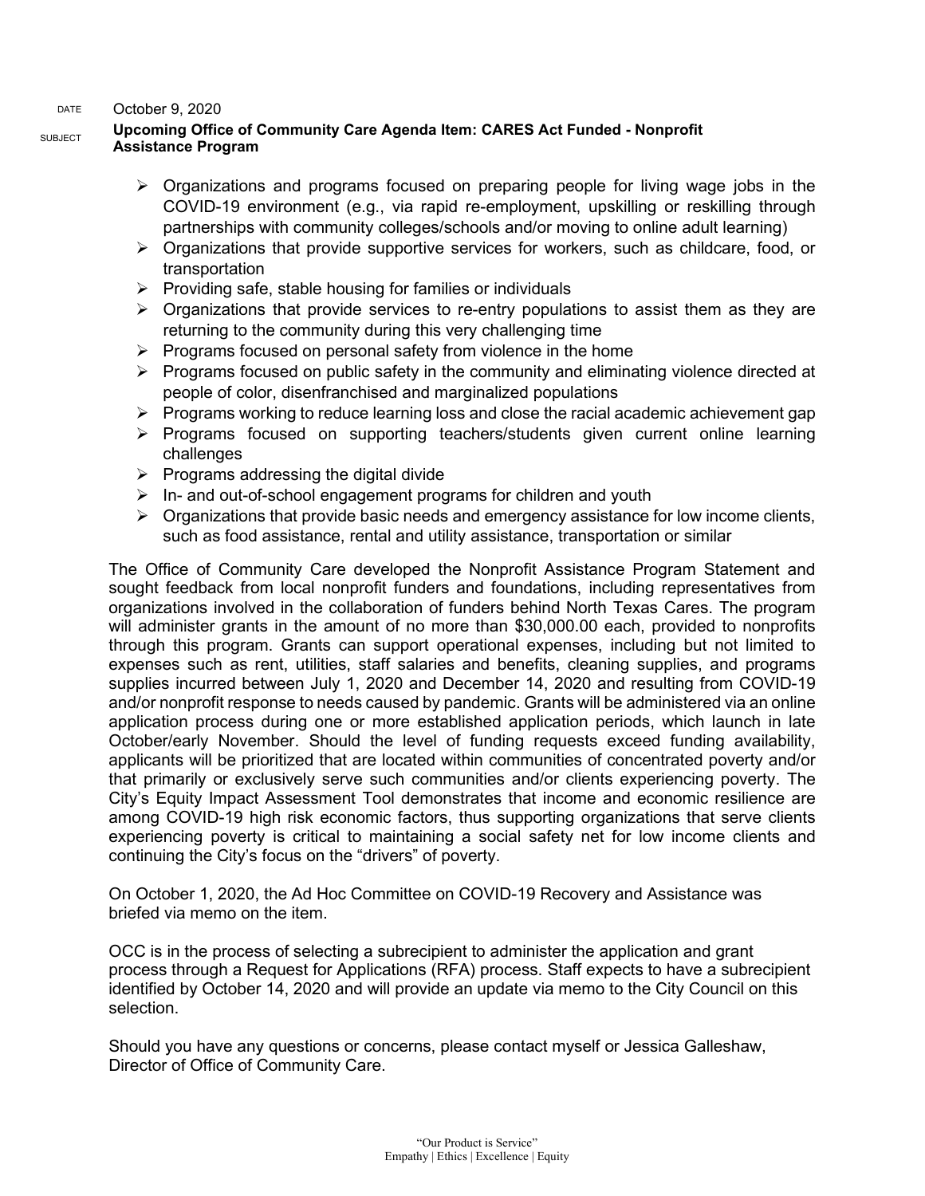DATE October 9, 2020

SUBJECT **Upcoming Office of Community Care Agenda Item: CARES Act Funded - Nonprofit Assistance Program**

- Organizations and programs focused on preparing people for living wage jobs in the COVID-19 environment (e.g., via rapid re-employment, upskilling or reskilling through partnerships with community colleges/schools and/or moving to online adult learning)
- Organizations that provide supportive services for workers, such as childcare, food, or transportation
- Providing safe, stable housing for families or individuals
- Organizations that provide services to re-entry populations to assist them as they are returning to the community during this very challenging time
- Programs focused on personal safety from violence in the home
- Programs focused on public safety in the community and eliminating violence directed at people of color, disenfranchised and marginalized populations
- Programs working to reduce learning loss and close the racial academic achievement gap
- Programs focused on supporting teachers/students given current online learning challenges
- Programs addressing the digital divide
- In- and out-of-school engagement programs for children and youth
- Organizations that provide basic needs and emergency assistance for low income clients, such as food assistance, rental and utility assistance, transportation or similar

The Office of Community Care developed the Nonprofit Assistance Program Statement and sought feedback from local nonprofit funders and foundations, including representatives from organizations involved in the collaboration of funders behind North Texas Cares. The program will administer grants in the amount of no more than $30,000.00 each, provided to nonprofits through this program. Grants can support operational expenses, including but not limited to expenses such as rent, utilities, staff salaries and benefits, cleaning supplies, and programs supplies incurred between July 1, 2020 and December 14, 2020 and resulting from COVID-19 and/or nonprofit response to needs caused by pandemic. Grants will be administered via an online application process during one or more established application periods, which launch in late October/early November. Should the level of funding requests exceed funding availability, applicants will be prioritized that are located within communities of concentrated poverty and/or that primarily or exclusively serve such communities and/or clients experiencing poverty. The City's Equity Impact Assessment Tool demonstrates that income and economic resilience are among COVID-19 high risk economic factors, thus supporting organizations that serve clients experiencing poverty is critical to maintaining a social safety net for low income clients and continuing the City's focus on the "drivers" of poverty.

On October 1, 2020, the Ad Hoc Committee on COVID-19 Recovery and Assistance was briefed via memo on the item.

OCC is in the process of selecting a subrecipient to administer the application and grant process through a Request for Applications (RFA) process. Staff expects to have a subrecipient identified by October 14, 2020 and will provide an update via memo to the City Council on this selection.

Should you have any questions or concerns, please contact myself or Jessica Galleshaw, Director of Office of Community Care.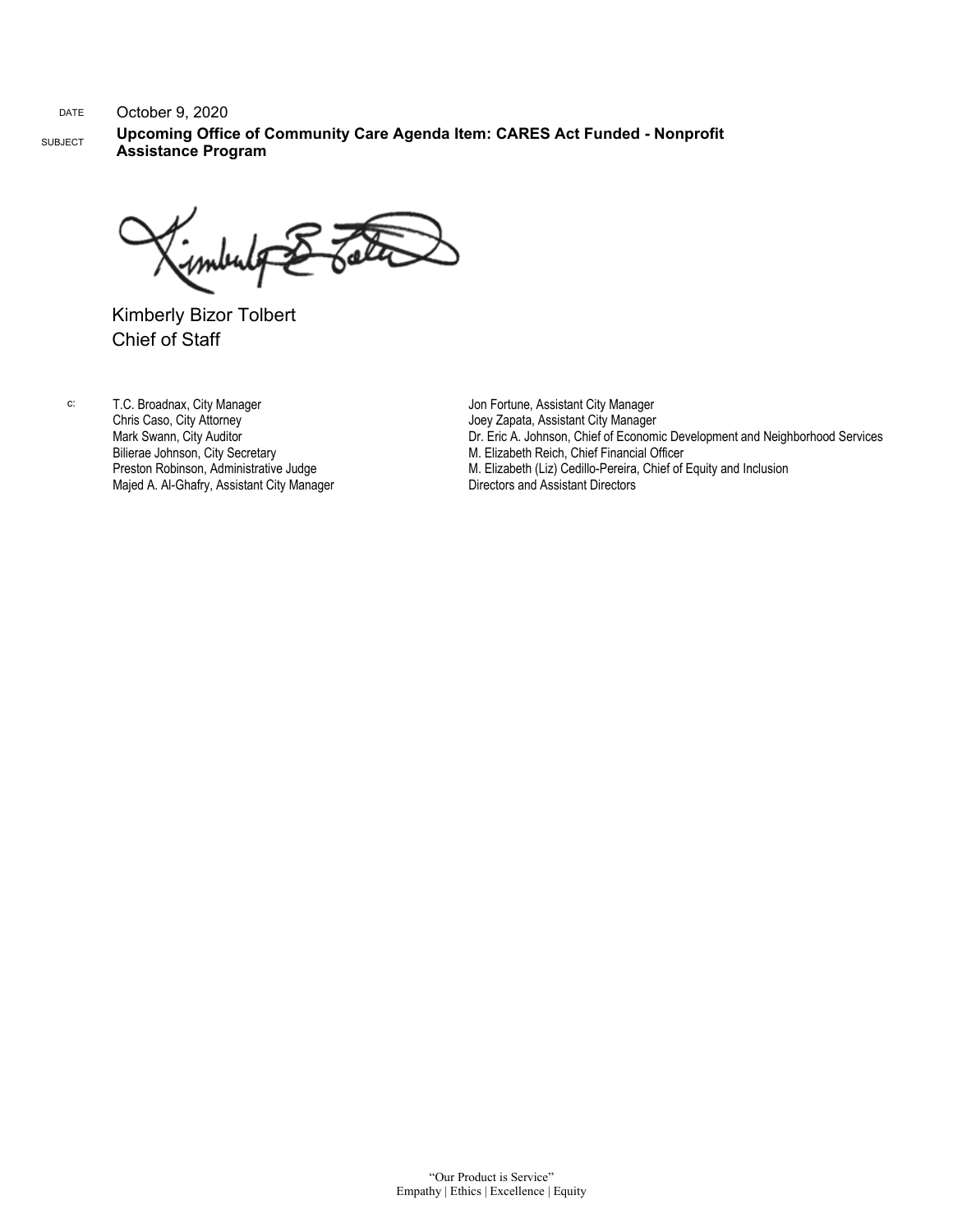DATE October 9, 2020

SUBJECT **Upcoming Office of Community Care Agenda Item: CARES Act Funded - Nonprofit Assistance Program**

Kimberly Bizor Tolbert
Chief of Staff

c:
T.C. Broadnax, City Manager
Chris Caso, City Attorney
Mark Swann, City Auditor
Bilierae Johnson, City Secretary
Preston Robinson, Administrative Judge
Majed A. Al-Ghafry, Assistant City Manager
Jon Fortune, Assistant City Manager
Joey Zapata, Assistant City Manager
Dr. Eric A. Johnson, Chief of Economic Development and Neighborhood Services
M. Elizabeth Reich, Chief Financial Officer
M. Elizabeth (Liz) Cedillo-Pereira, Chief of Equity and Inclusion
Directors and Assistant Directors

"Our Product is Service"
Empathy | Ethics | Excellence | Equity